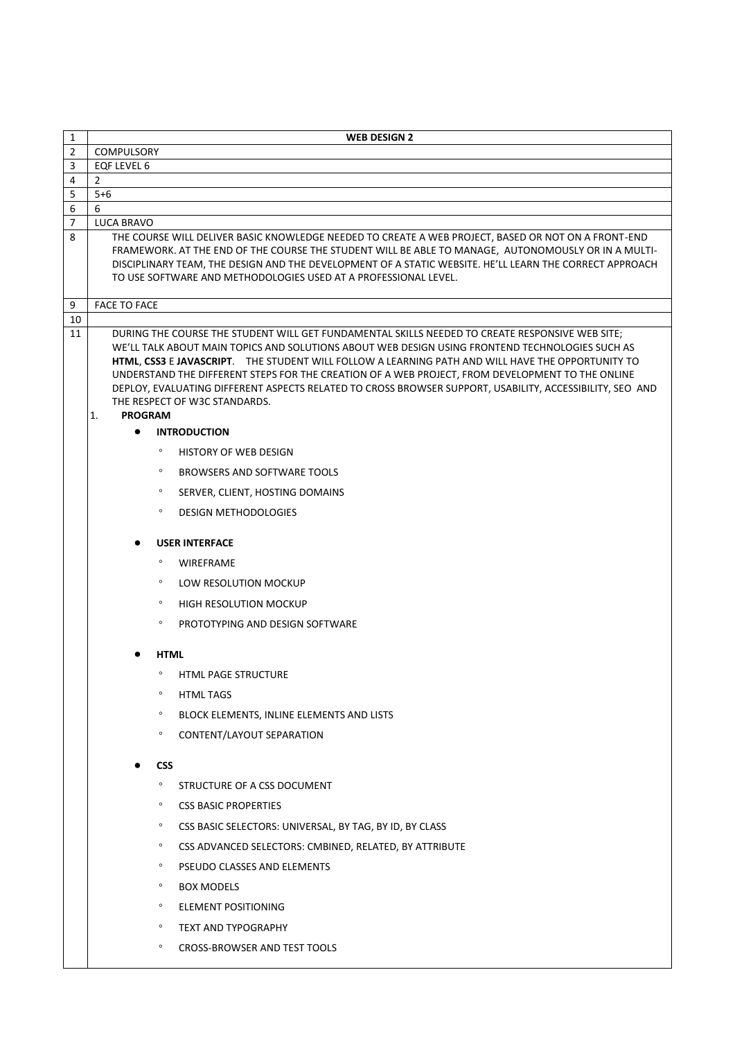| 1 | **WEB DESIGN 2** |
|---|---|
| 2 | COMPULSORY |
| 3 | EQF LEVEL 6 |
| 4 | 2 |
| 5 | 5+6 |
| 6 | 6 |
| 7 | LUCA BRAVO |
| 8 | THE COURSE WILL DELIVER BASIC KNOWLEDGE NEEDED TO CREATE A WEB PROJECT, BASED OR NOT ON A FRONT-END FRAMEWORK. AT THE END OF THE COURSE THE STUDENT WILL BE ABLE TO MANAGE, AUTONOMOUSLY OR IN A MULTI-DISCIPLINARY TEAM, THE DESIGN AND THE DEVELOPMENT OF A STATIC WEBSITE. HE'LL LEARN THE CORRECT APPROACH TO USE SOFTWARE AND METHODOLOGIES USED AT A PROFESSIONAL LEVEL. |
| 9 | FACE TO FACE |
| 10 | |
| 11 | DURING THE COURSE THE STUDENT WILL GET FUNDAMENTAL SKILLS NEEDED TO CREATE RESPONSIVE WEB SITE; WE'LL TALK ABOUT MAIN TOPICS AND SOLUTIONS ABOUT WEB DESIGN USING FRONTEND TECHNOLOGIES SUCH AS **HTML**, **CSS3** E **JAVASCRIPT**. THE STUDENT WILL FOLLOW A LEARNING PATH AND WILL HAVE THE OPPORTUNITY TO UNDERSTAND THE DIFFERENT STEPS FOR THE CREATION OF A WEB PROJECT, FROM DEVELOPMENT TO THE ONLINE DEPLOY, EVALUATING DIFFERENT ASPECTS RELATED TO CROSS BROWSER SUPPORT, USABILITY, ACCESSIBILITY, SEO AND THE RESPECT OF W3C STANDARDS.<br>1. **PROGRAM**<br>• **INTRODUCTION**<br>◦ HISTORY OF WEB DESIGN<br>◦ BROWSERS AND SOFTWARE TOOLS<br>◦ SERVER, CLIENT, HOSTING DOMAINS<br>◦ DESIGN METHODOLOGIES<br>• **USER INTERFACE**<br>◦ WIREFRAME<br>◦ LOW RESOLUTION MOCKUP<br>◦ HIGH RESOLUTION MOCKUP<br>◦ PROTOTYPING AND DESIGN SOFTWARE<br>• **HTML**<br>◦ HTML PAGE STRUCTURE<br>◦ HTML TAGS<br>◦ BLOCK ELEMENTS, INLINE ELEMENTS AND LISTS<br>◦ CONTENT/LAYOUT SEPARATION<br>• **CSS**<br>◦ STRUCTURE OF A CSS DOCUMENT<br>◦ CSS BASIC PROPERTIES<br>◦ CSS BASIC SELECTORS: UNIVERSAL, BY TAG, BY ID, BY CLASS<br>◦ CSS ADVANCED SELECTORS: CMBINED, RELATED, BY ATTRIBUTE<br>◦ PSEUDO CLASSES AND ELEMENTS<br>◦ BOX MODELS<br>◦ ELEMENT POSITIONING<br>◦ TEXT AND TYPOGRAPHY<br>◦ CROSS-BROWSER AND TEST TOOLS |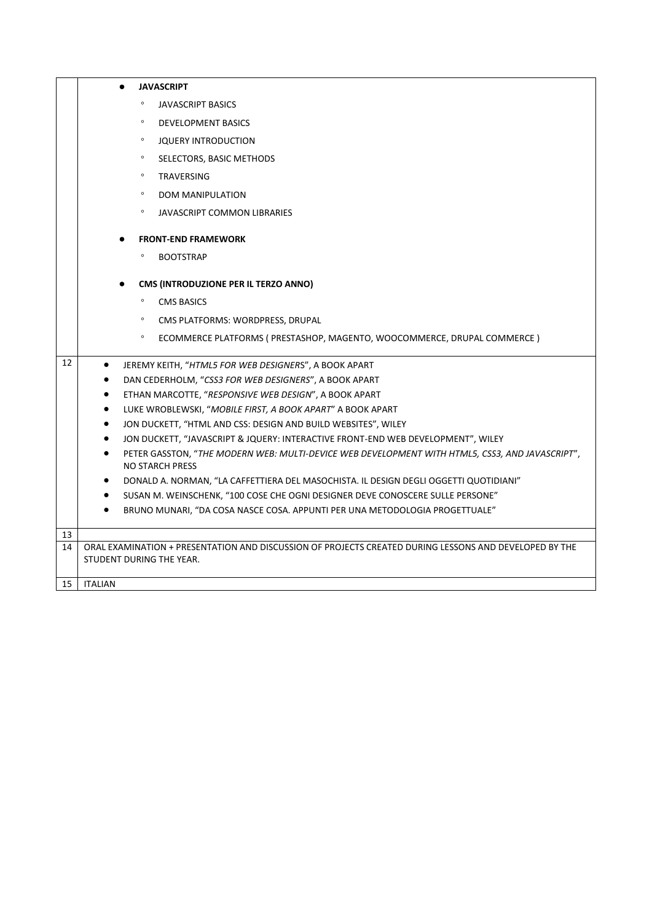| | |
|---|---|
| | • **JAVASCRIPT**<br>◦ JAVASCRIPT BASICS<br>◦ DEVELOPMENT BASICS<br>◦ JQUERY INTRODUCTION<br>◦ SELECTORS, BASIC METHODS<br>◦ TRAVERSING<br>◦ DOM MANIPULATION<br>◦ JAVASCRIPT COMMON LIBRARIES<br><br>• **FRONT-END FRAMEWORK**<br>◦ BOOTSTRAP<br><br>• **CMS (INTRODUZIONE PER IL TERZO ANNO)**<br>◦ CMS BASICS<br>◦ CMS PLATFORMS: WORDPRESS, DRUPAL<br>◦ ECOMMERCE PLATFORMS ( PRESTASHOP, MAGENTO, WOOCOMMERCE, DRUPAL COMMERCE ) |
| 12 | • JEREMY KEITH, "*HTML5 FOR WEB DESIGNER*S", A BOOK APART<br>• DAN CEDERHOLM, "*CSS3 FOR WEB DESIGNERS*", A BOOK APART<br>• ETHAN MARCOTTE, "*RESPONSIVE WEB DESIGN*", A BOOK APART<br>• LUKE WROBLEWSKI, "*MOBILE FIRST, A BOOK APART*" A BOOK APART<br>• JON DUCKETT, "HTML AND CSS: DESIGN AND BUILD WEBSITES", WILEY<br>• JON DUCKETT, "JAVASCRIPT & JQUERY: INTERACTIVE FRONT-END WEB DEVELOPMENT", WILEY<br>• PETER GASSTON, "*THE MODERN WEB: MULTI-DEVICE WEB DEVELOPMENT WITH HTML5, CSS3, AND JAVASCRIPT*", NO STARCH PRESS<br>• DONALD A. NORMAN, "LA CAFFETTIERA DEL MASOCHISTA. IL DESIGN DEGLI OGGETTI QUOTIDIANI"<br>• SUSAN M. WEINSCHENK, "100 COSE CHE OGNI DESIGNER DEVE CONOSCERE SULLE PERSONE"<br>• BRUNO MUNARI, "DA COSA NASCE COSA. APPUNTI PER UNA METODOLOGIA PROGETTUALE" |
| 13 | |
| 14 | ORAL EXAMINATION + PRESENTATION AND DISCUSSION OF PROJECTS CREATED DURING LESSONS AND DEVELOPED BY THE STUDENT DURING THE YEAR. |
| 15 | ITALIAN |